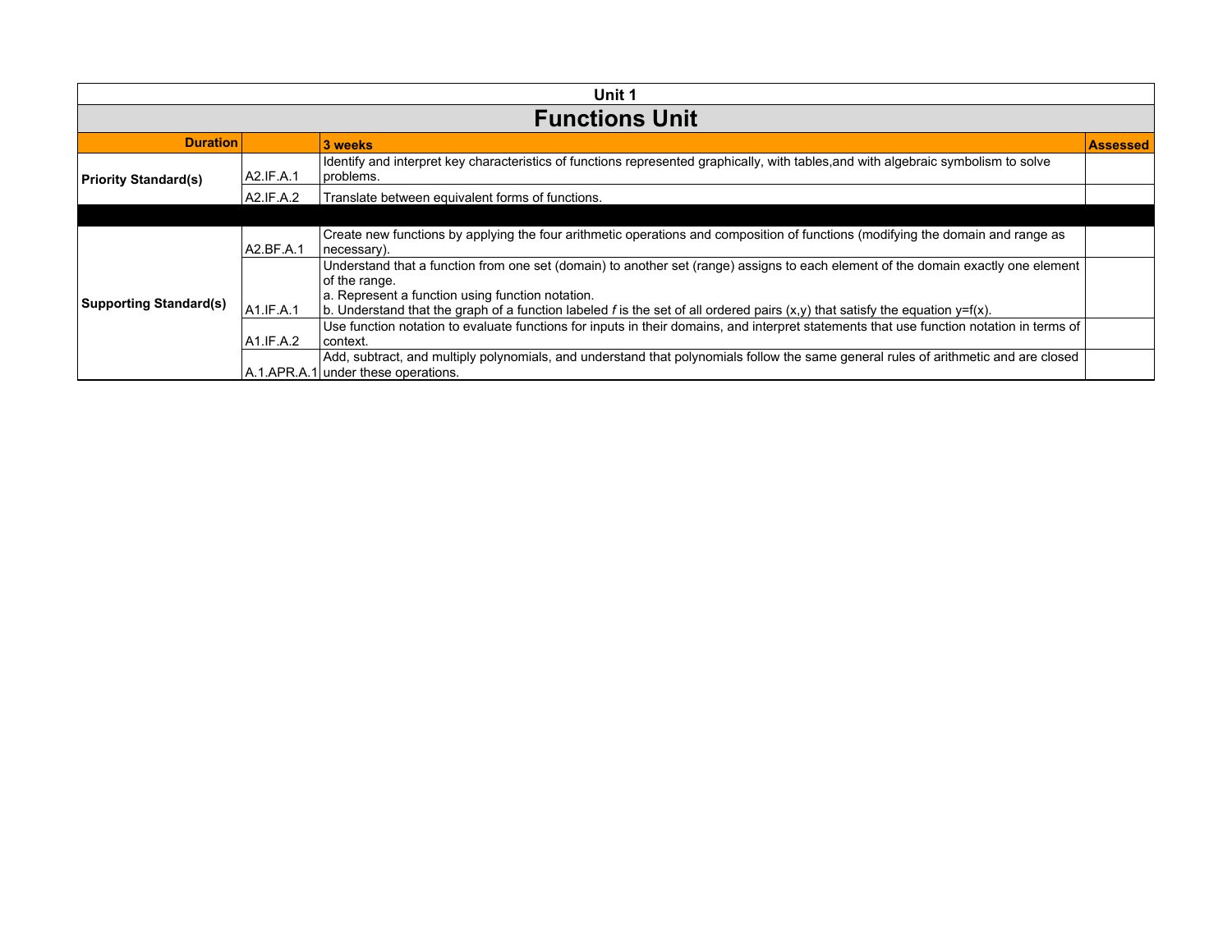## Unit 1

# Functions Unit

| Duration | | 3 weeks | Assessed |
|---|---|---|---|
| **Priority Standard(s)** | A2.IF.A.1 | Identify and interpret key characteristics of functions represented graphically, with tables,and with algebraic symbolism to solve problems. | |
| | A2.IF.A.2 | Translate between equivalent forms of functions. | |
| | | | |
| **Supporting Standard(s)** | A2.BF.A.1 | Create new functions by applying the four arithmetic operations and composition of functions (modifying the domain and range as necessary). | |
| | A1.IF.A.1 | Understand that a function from one set (domain) to another set (range) assigns to each element of the domain exactly one element of the range.<br>a. Represent a function using function notation.<br>b. Understand that the graph of a function labeled *f* is the set of all ordered pairs (x,y) that satisfy the equation y=f(x). | |
| | A1.IF.A.2 | Use function notation to evaluate functions for inputs in their domains, and interpret statements that use function notation in terms of context. | |
| | A.1.APR.A.1 | Add, subtract, and multiply polynomials, and understand that polynomials follow the same general rules of arithmetic and are closed under these operations. | |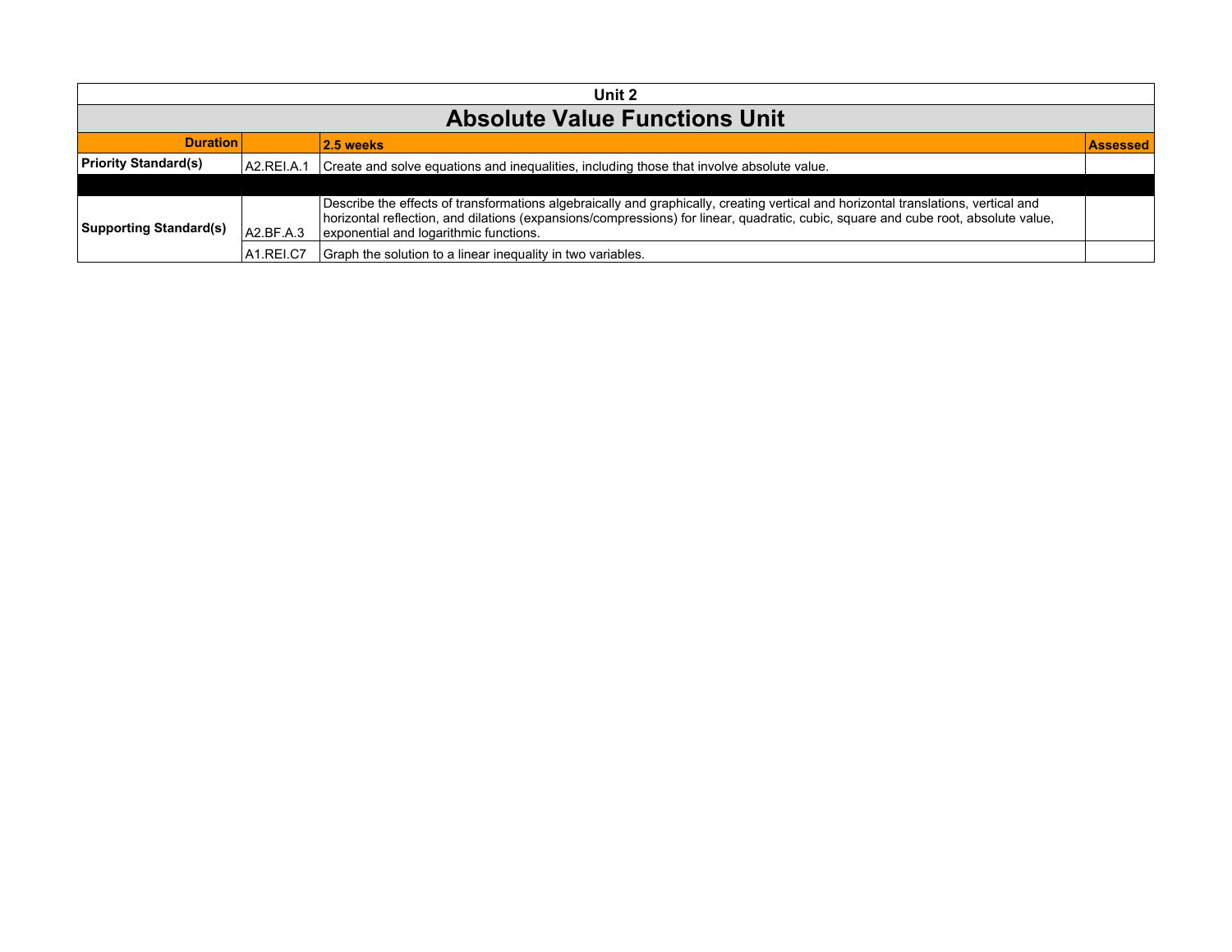| Unit 2 | | | |
|---|---|---|---|
| **Absolute Value Functions Unit** | | | |
| **Duration** | | **2.5 weeks** | **Assessed** |
| **Priority Standard(s)** | A2.REI.A.1 | Create and solve equations and inequalities, including those that involve absolute value. | |
| | | | |
| **Supporting Standard(s)** | A2.BF.A.3 | Describe the effects of transformations algebraically and graphically, creating vertical and horizontal translations, vertical and horizontal reflection, and dilations (expansions/compressions) for linear, quadratic, cubic, square and cube root, absolute value, exponential and logarithmic functions. | |
| | A1.REI.C7 | Graph the solution to a linear inequality in two variables. | |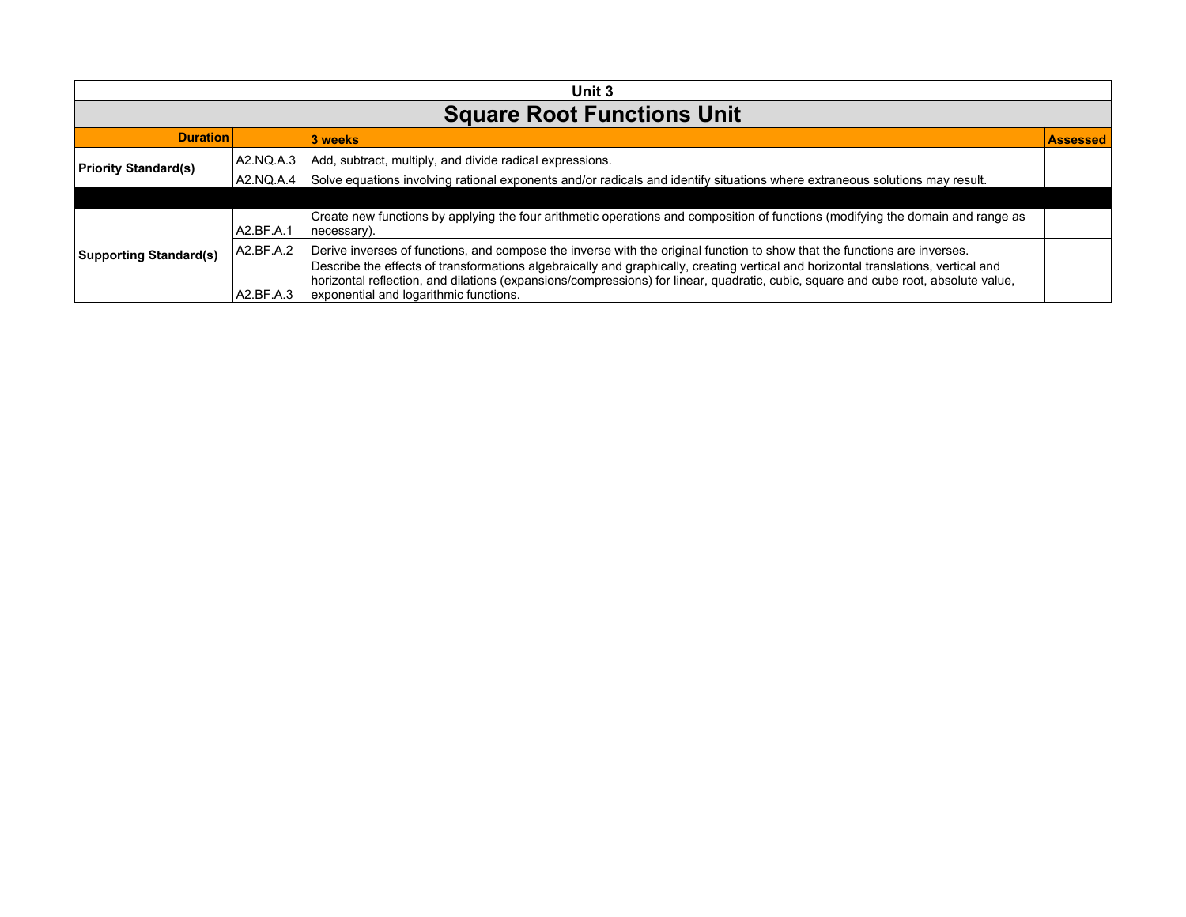| Unit 3 | | | |
|---|---|---|---|
| **Square Root Functions Unit** | | | |
| **Duration** | | **3 weeks** | **Assessed** |
| **Priority Standard(s)** | A2.NQ.A.3 | Add, subtract, multiply, and divide radical expressions. | |
| | A2.NQ.A.4 | Solve equations involving rational exponents and/or radicals and identify situations where extraneous solutions may result. | |
| | | | |
| **Supporting Standard(s)** | A2.BF.A.1 | Create new functions by applying the four arithmetic operations and composition of functions (modifying the domain and range as necessary). | |
| | A2.BF.A.2 | Derive inverses of functions, and compose the inverse with the original function to show that the functions are inverses. | |
| | A2.BF.A.3 | Describe the effects of transformations algebraically and graphically, creating vertical and horizontal translations, vertical and horizontal reflection, and dilations (expansions/compressions) for linear, quadratic, cubic, square and cube root, absolute value, exponential and logarithmic functions. | |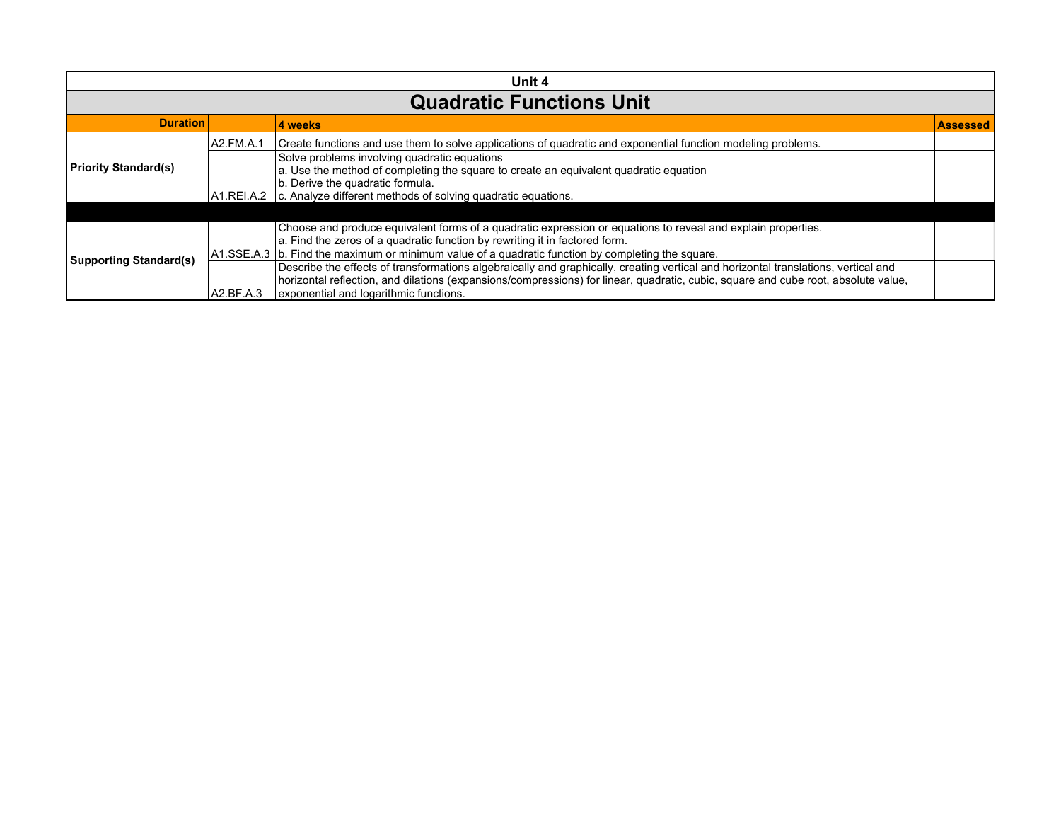**Unit 4**

# Quadratic Functions Unit

| Duration | | 4 weeks | Assessed |
|---|---|---|---|
| Priority Standard(s) | A2.FM.A.1 | Create functions and use them to solve applications of quadratic and exponential function modeling problems. | |
| | A1.REI.A.2 | Solve problems involving quadratic equations<br>a. Use the method of completing the square to create an equivalent quadratic equation<br>b. Derive the quadratic formula.<br>c. Analyze different methods of solving quadratic equations. | |
| | | | |
| Supporting Standard(s) | A1.SSE.A.3 | Choose and produce equivalent forms of a quadratic expression or equations to reveal and explain properties.<br>a. Find the zeros of a quadratic function by rewriting it in factored form.<br>b. Find the maximum or minimum value of a quadratic function by completing the square. | |
| | A2.BF.A.3 | Describe the effects of transformations algebraically and graphically, creating vertical and horizontal translations, vertical and horizontal reflection, and dilations (expansions/compressions) for linear, quadratic, cubic, square and cube root, absolute value, exponential and logarithmic functions. | |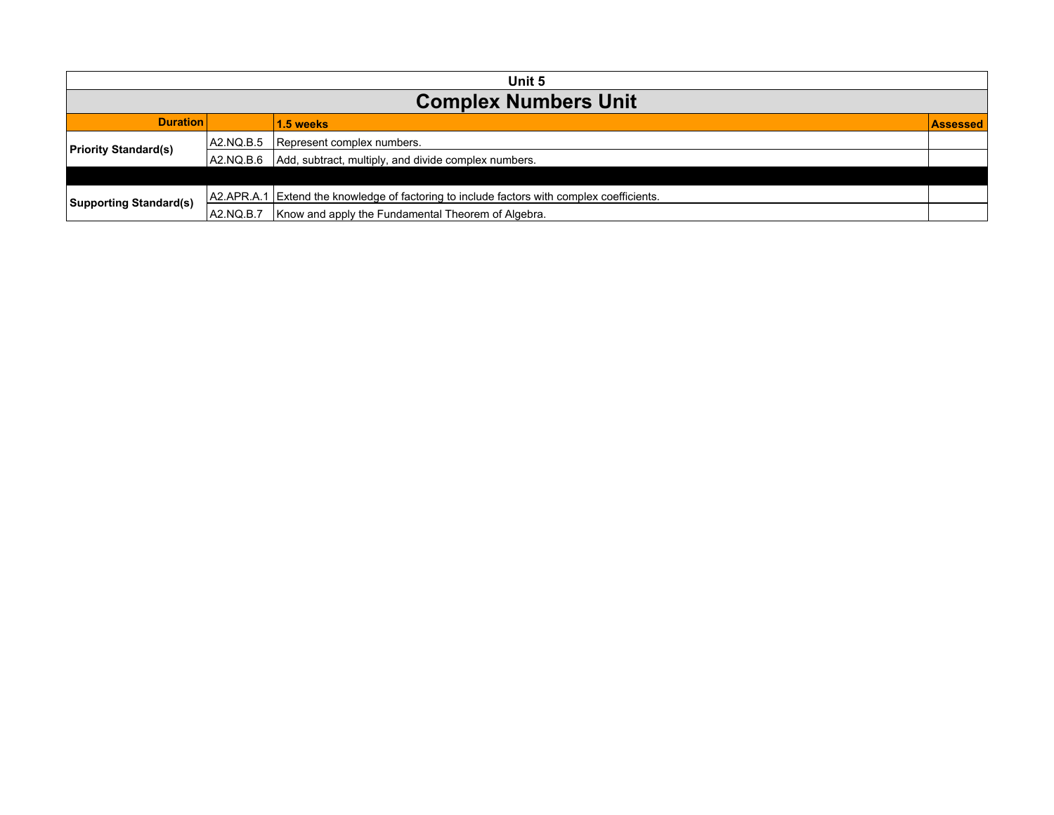| Unit 5 | | | |
|---|---|---|---|
| **Complex Numbers Unit** | | | |
| **Duration** | | **1.5 weeks** | **Assessed** |
| **Priority Standard(s)** | A2.NQ.B.5 | Represent complex numbers. | |
| | A2.NQ.B.6 | Add, subtract, multiply, and divide complex numbers. | |
| | | | |
| **Supporting Standard(s)** | A2.APR.A.1 | Extend the knowledge of factoring to include factors with complex coefficients. | |
| | A2.NQ.B.7 | Know and apply the Fundamental Theorem of Algebra. | |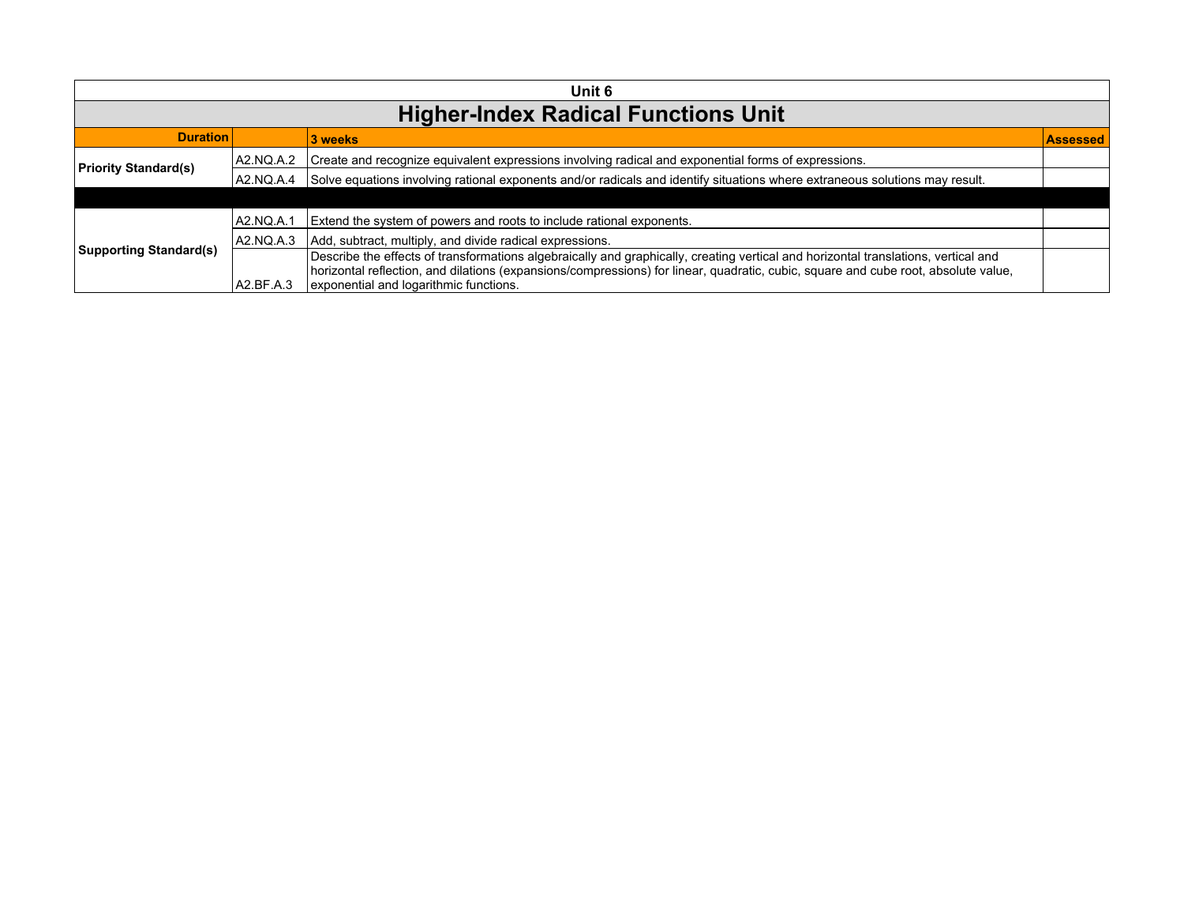| Unit 6 | | | |
|---|---|---|---|
| **Higher-Index Radical Functions Unit** | | | |
| **Duration** | | **3 weeks** | **Assessed** |
| **Priority Standard(s)** | A2.NQ.A.2 | Create and recognize equivalent expressions involving radical and exponential forms of expressions. | |
| | A2.NQ.A.4 | Solve equations involving rational exponents and/or radicals and identify situations where extraneous solutions may result. | |
| | | | |
| **Supporting Standard(s)** | A2.NQ.A.1 | Extend the system of powers and roots to include rational exponents. | |
| | A2.NQ.A.3 | Add, subtract, multiply, and divide radical expressions. | |
| | A2.BF.A.3 | Describe the effects of transformations algebraically and graphically, creating vertical and horizontal translations, vertical and horizontal reflection, and dilations (expansions/compressions) for linear, quadratic, cubic, square and cube root, absolute value, exponential and logarithmic functions. | |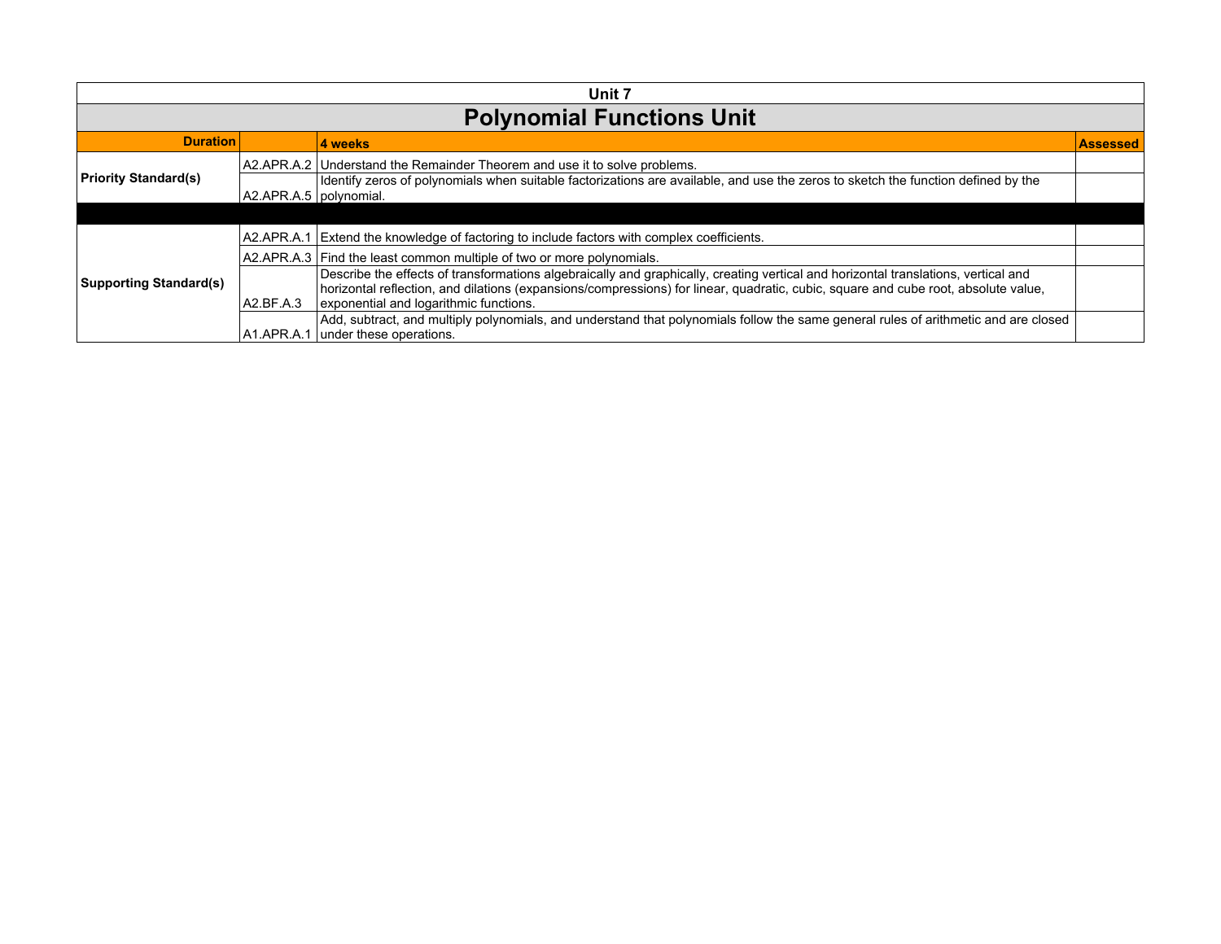| Unit 7 | | | |
|---|---|---|---|
| **Polynomial Functions Unit** | | | |
| **Duration** | | **4 weeks** | **Assessed** |
| **Priority Standard(s)** | A2.APR.A.2 | Understand the Remainder Theorem and use it to solve problems. | |
| | A2.APR.A.5 | Identify zeros of polynomials when suitable factorizations are available, and use the zeros to sketch the function defined by the polynomial. | |
| | | | |
| **Supporting Standard(s)** | A2.APR.A.1 | Extend the knowledge of factoring to include factors with complex coefficients. | |
| | A2.APR.A.3 | Find the least common multiple of two or more polynomials. | |
| | A2.BF.A.3 | Describe the effects of transformations algebraically and graphically, creating vertical and horizontal translations, vertical and horizontal reflection, and dilations (expansions/compressions) for linear, quadratic, cubic, square and cube root, absolute value, exponential and logarithmic functions. | |
| | A1.APR.A.1 | Add, subtract, and multiply polynomials, and understand that polynomials follow the same general rules of arithmetic and are closed under these operations. | |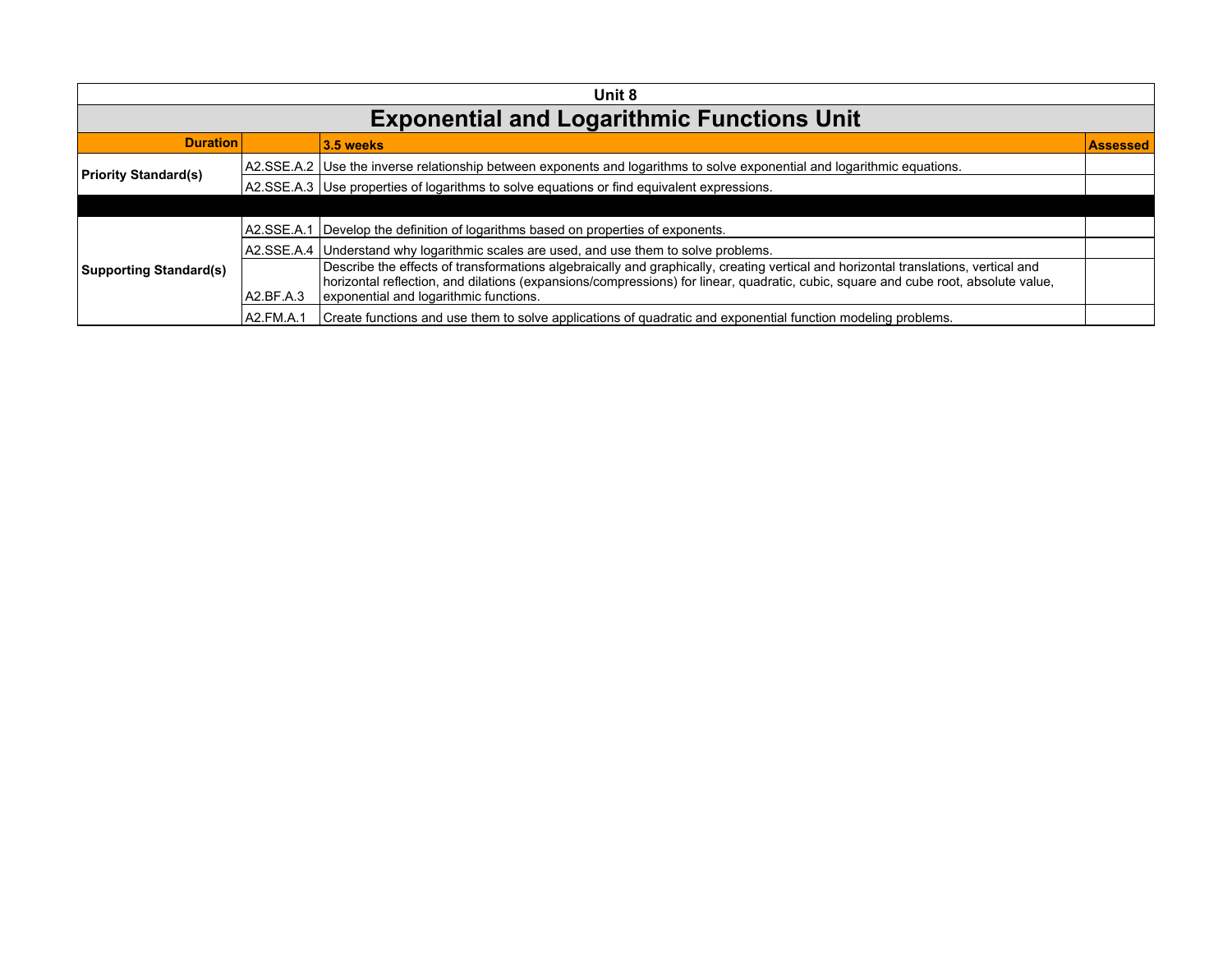# Unit 8

## Exponential and Logarithmic Functions Unit

| Duration | | 3.5 weeks | Assessed |
|---|---|---|---|
| Priority Standard(s) | A2.SSE.A.2 | Use the inverse relationship between exponents and logarithms to solve exponential and logarithmic equations. | |
| | A2.SSE.A.3 | Use properties of logarithms to solve equations or find equivalent expressions. | |
| | | | |
| Supporting Standard(s) | A2.SSE.A.1 | Develop the definition of logarithms based on properties of exponents. | |
| | A2.SSE.A.4 | Understand why logarithmic scales are used, and use them to solve problems. | |
| | A2.BF.A.3 | Describe the effects of transformations algebraically and graphically, creating vertical and horizontal translations, vertical and horizontal reflection, and dilations (expansions/compressions) for linear, quadratic, cubic, square and cube root, absolute value, exponential and logarithmic functions. | |
| | A2.FM.A.1 | Create functions and use them to solve applications of quadratic and exponential function modeling problems. | |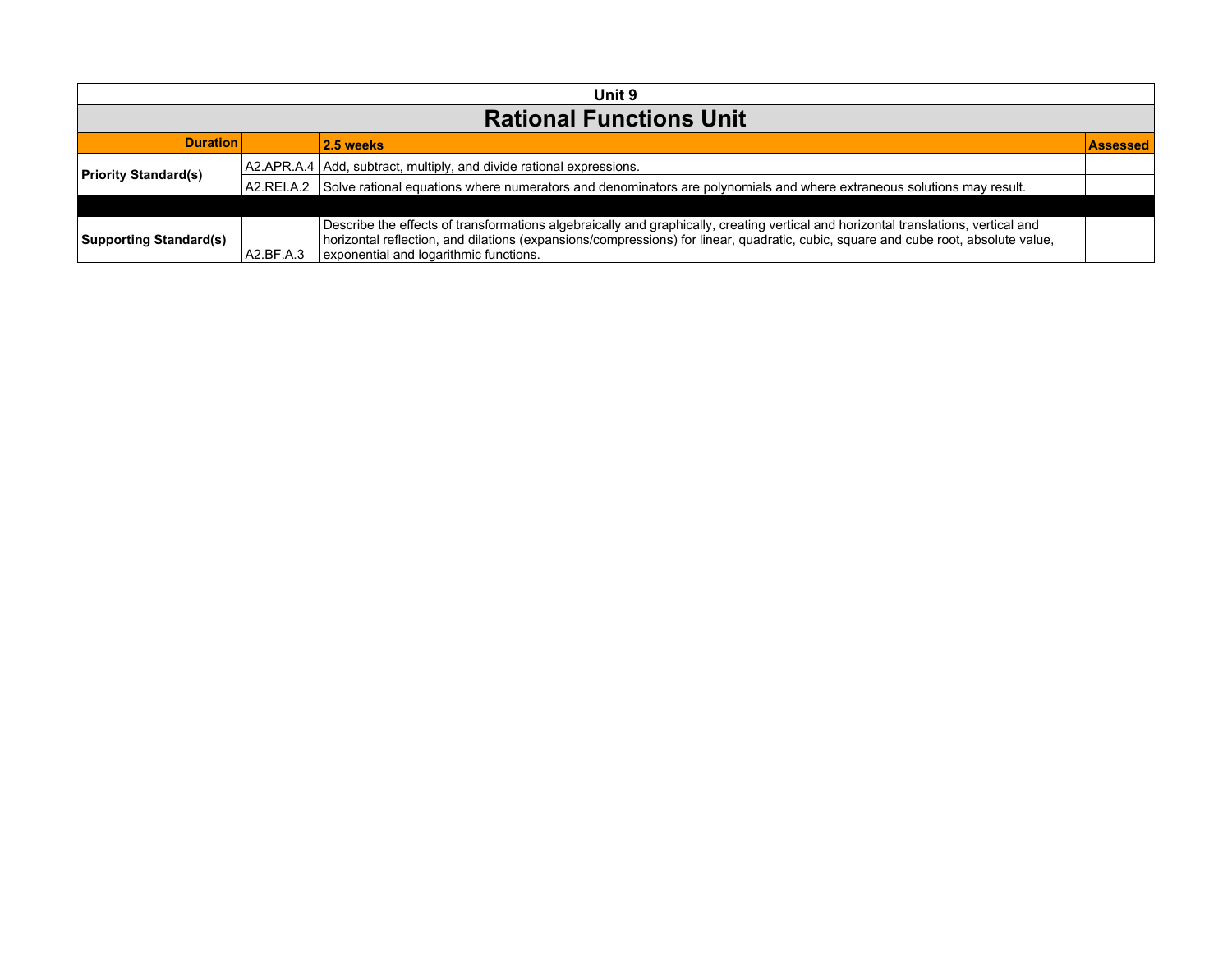| Unit 9 | | | |
|---|---|---|---|
| **Rational Functions Unit** | | | |
| **Duration** | | **2.5 weeks** | **Assessed** |
| **Priority Standard(s)** | A2.APR.A.4 | Add, subtract, multiply, and divide rational expressions. | |
| | A2.REI.A.2 | Solve rational equations where numerators and denominators are polynomials and where extraneous solutions may result. | |
| | | | |
| **Supporting Standard(s)** | A2.BF.A.3 | Describe the effects of transformations algebraically and graphically, creating vertical and horizontal translations, vertical and horizontal reflection, and dilations (expansions/compressions) for linear, quadratic, cubic, square and cube root, absolute value, exponential and logarithmic functions. | |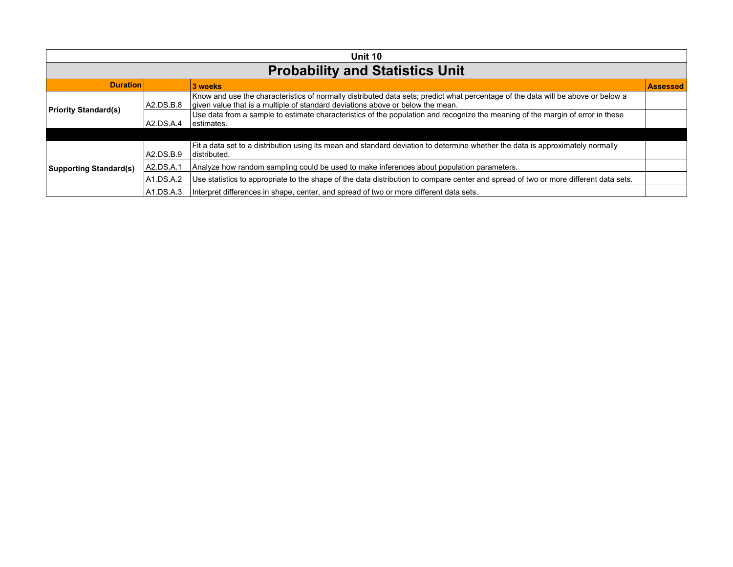# Unit 10

## Probability and Statistics Unit

| | | | |
|---|---|---|---|
| **Duration** | | **3 weeks** | **Assessed** |
| **Priority Standard(s)** | A2.DS.B.8 | Know and use the characteristics of normally distributed data sets; predict what percentage of the data will be above or below a given value that is a multiple of standard deviations above or below the mean. | |
| | A2.DS.A.4 | Use data from a sample to estimate characteristics of the population and recognize the meaning of the margin of error in these estimates. | |
| | | | |
| **Supporting Standard(s)** | A2.DS.B.9 | Fit a data set to a distribution using its mean and standard deviation to determine whether the data is approximately normally distributed. | |
| | A2.DS.A.1 | Analyze how random sampling could be used to make inferences about population parameters. | |
| | A1.DS.A.2 | Use statistics to appropriate to the shape of the data distribution to compare center and spread of two or more different data sets. | |
| | A1.DS.A.3 | Interpret differences in shape, center, and spread of two or more different data sets. | |